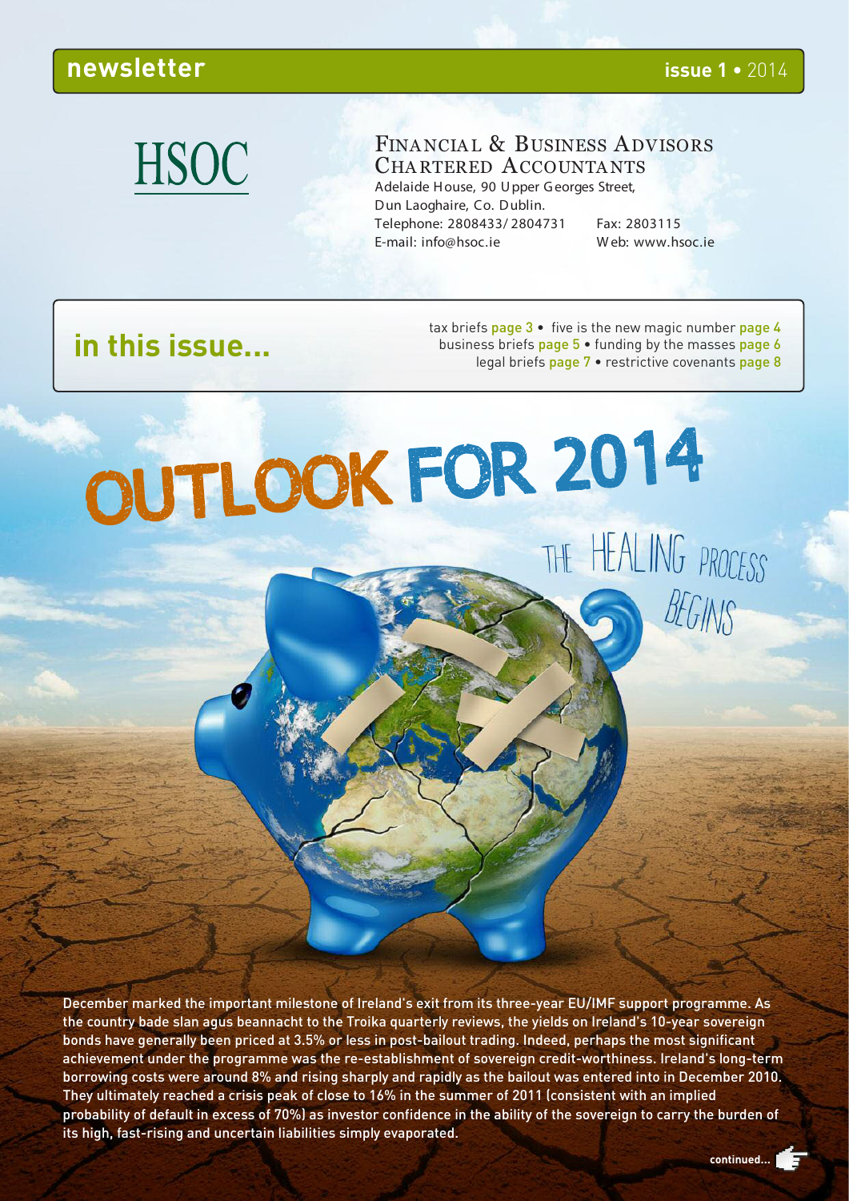**newsletter** **issue 1** • 2014

# HSOC

FINANCIAL & BUSINESS ADVISORS
CHARTERED ACCOUNTANTS

Adelaide House, 90 Upper Georges Street,
Dun Laoghaire, Co. Dublin.
Telephone: 2808433/ 2804731 Fax: 2803115
E-mail: info@hsoc.ie Web: www.hsoc.ie

## in this issue...

tax briefs page 3 • five is the new magic number page 4
business briefs page 5 • funding by the masses page 6
legal briefs page 7 • restrictive covenants page 8

# OUTLOOK FOR 2014

## THE HEALING PROCESS BEGINS

December marked the important milestone of Ireland's exit from its three-year EU/IMF support programme. As the country bade slan agus beannacht to the Troika quarterly reviews, the yields on Ireland's 10-year sovereign bonds have generally been priced at 3.5% or less in post-bailout trading. Indeed, perhaps the most significant achievement under the programme was the re-establishment of sovereign credit-worthiness. Ireland's long-term borrowing costs were around 8% and rising sharply and rapidly as the bailout was entered into in December 2010. They ultimately reached a crisis peak of close to 16% in the summer of 2011 (consistent with an implied probability of default in excess of 70%) as investor confidence in the ability of the sovereign to carry the burden of its high, fast-rising and uncertain liabilities simply evaporated.

continued...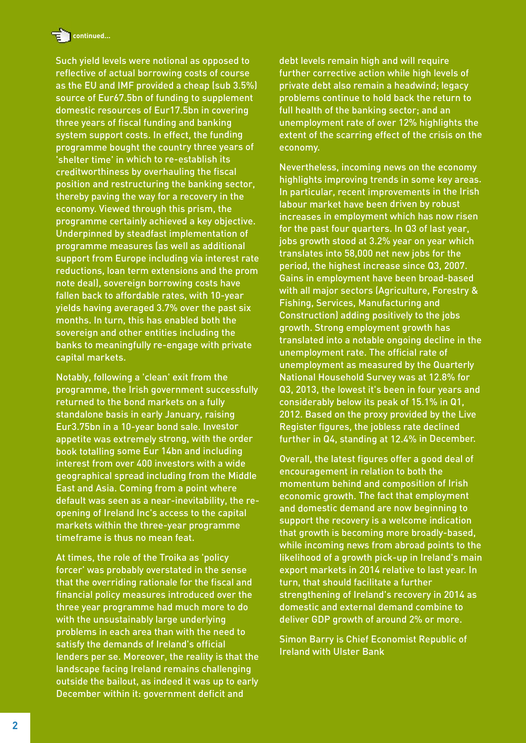continued...

Such yield levels were notional as opposed to reflective of actual borrowing costs of course as the EU and IMF provided a cheap (sub 3.5%) source of Eur67.5bn of funding to supplement domestic resources of Eur17.5bn in covering three years of fiscal funding and banking system support costs. In effect, the funding programme bought the country three years of 'shelter time' in which to re-establish its creditworthiness by overhauling the fiscal position and restructuring the banking sector, thereby paving the way for a recovery in the economy. Viewed through this prism, the programme certainly achieved a key objective. Underpinned by steadfast implementation of programme measures (as well as additional support from Europe including via interest rate reductions, loan term extensions and the prom note deal), sovereign borrowing costs have fallen back to affordable rates, with 10-year yields having averaged 3.7% over the past six months. In turn, this has enabled both the sovereign and other entities including the banks to meaningfully re-engage with private capital markets.

Notably, following a 'clean' exit from the programme, the Irish government successfully returned to the bond markets on a fully standalone basis in early January, raising Eur3.75bn in a 10-year bond sale. Investor appetite was extremely strong, with the order book totalling some Eur 14bn and including interest from over 400 investors with a wide geographical spread including from the Middle East and Asia. Coming from a point where default was seen as a near-inevitability, the re-opening of Ireland Inc's access to the capital markets within the three-year programme timeframe is thus no mean feat.

At times, the role of the Troika as 'policy forcer' was probably overstated in the sense that the overriding rationale for the fiscal and financial policy measures introduced over the three year programme had much more to do with the unsustainably large underlying problems in each area than with the need to satisfy the demands of Ireland's official lenders per se. Moreover, the reality is that the landscape facing Ireland remains challenging outside the bailout, as indeed it was up to early December within it: government deficit and debt levels remain high and will require further corrective action while high levels of private debt also remain a headwind; legacy problems continue to hold back the return to full health of the banking sector; and an unemployment rate of over 12% highlights the extent of the scarring effect of the crisis on the economy.

Nevertheless, incoming news on the economy highlights improving trends in some key areas. In particular, recent improvements in the Irish labour market have been driven by robust increases in employment which has now risen for the past four quarters. In Q3 of last year, jobs growth stood at 3.2% year on year which translates into 58,000 net new jobs for the period, the highest increase since Q3, 2007. Gains in employment have been broad-based with all major sectors (Agriculture, Forestry & Fishing, Services, Manufacturing and Construction) adding positively to the jobs growth. Strong employment growth has translated into a notable ongoing decline in the unemployment rate. The official rate of unemployment as measured by the Quarterly National Household Survey was at 12.8% for Q3, 2013, the lowest it's been in four years and considerably below its peak of 15.1% in Q1, 2012. Based on the proxy provided by the Live Register figures, the jobless rate declined further in Q4, standing at 12.4% in December.

Overall, the latest figures offer a good deal of encouragement in relation to both the momentum behind and composition of Irish economic growth. The fact that employment and domestic demand are now beginning to support the recovery is a welcome indication that growth is becoming more broadly-based, while incoming news from abroad points to the likelihood of a growth pick-up in Ireland's main export markets in 2014 relative to last year. In turn, that should facilitate a further strengthening of Ireland's recovery in 2014 as domestic and external demand combine to deliver GDP growth of around 2% or more.

Simon Barry is Chief Economist Republic of Ireland with Ulster Bank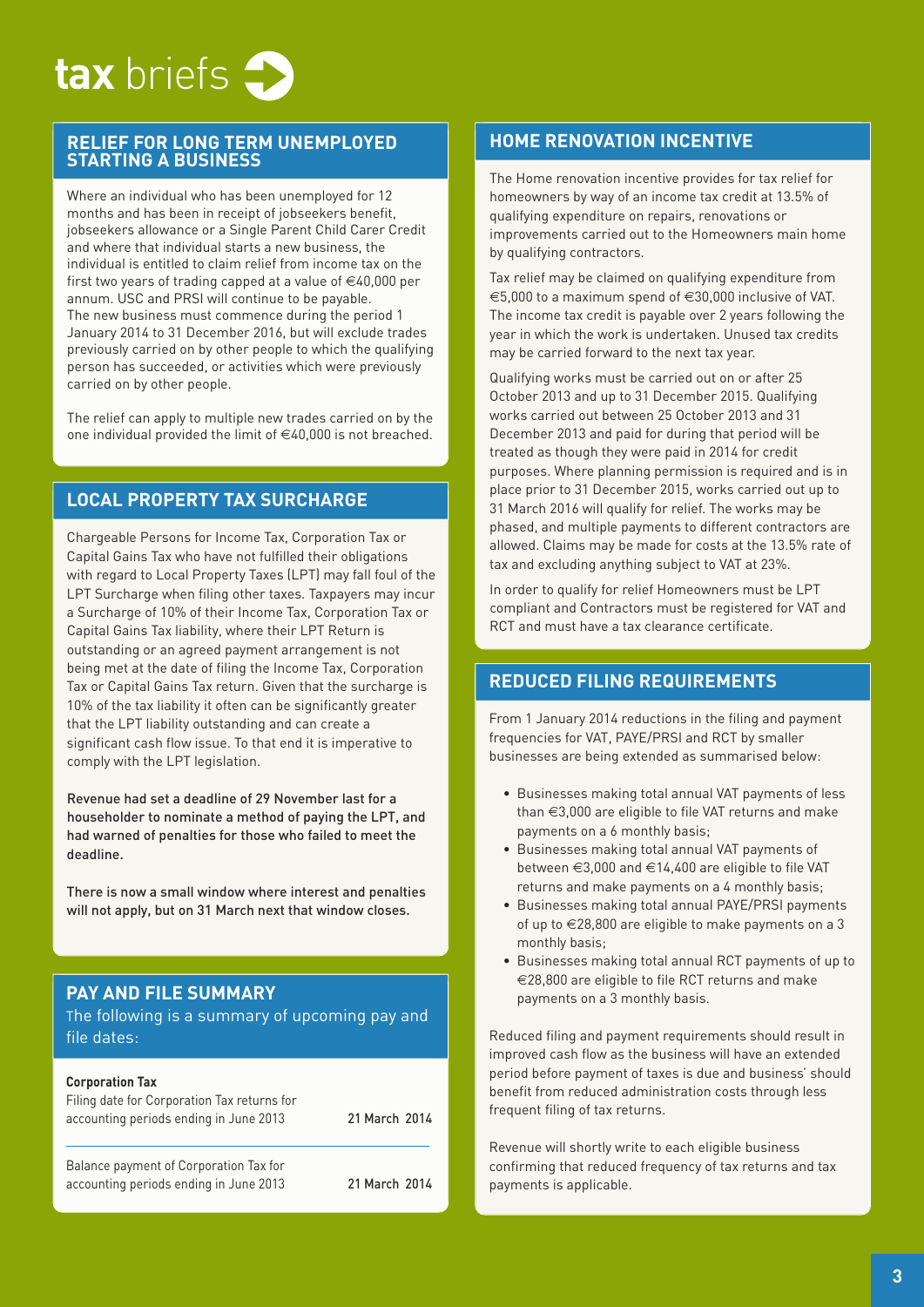# tax briefs

## RELIEF FOR LONG TERM UNEMPLOYED STARTING A BUSINESS

Where an individual who has been unemployed for 12 months and has been in receipt of jobseekers benefit, jobseekers allowance or a Single Parent Child Carer Credit and where that individual starts a new business, the individual is entitled to claim relief from income tax on the first two years of trading capped at a value of €40,000 per annum. USC and PRSI will continue to be payable. The new business must commence during the period 1 January 2014 to 31 December 2016, but will exclude trades previously carried on by other people to which the qualifying person has succeeded, or activities which were previously carried on by other people.

The relief can apply to multiple new trades carried on by the one individual provided the limit of €40,000 is not breached.

## LOCAL PROPERTY TAX SURCHARGE

Chargeable Persons for Income Tax, Corporation Tax or Capital Gains Tax who have not fulfilled their obligations with regard to Local Property Taxes (LPT) may fall foul of the LPT Surcharge when filing other taxes. Taxpayers may incur a Surcharge of 10% of their Income Tax, Corporation Tax or Capital Gains Tax liability, where their LPT Return is outstanding or an agreed payment arrangement is not being met at the date of filing the Income Tax, Corporation Tax or Capital Gains Tax return. Given that the surcharge is 10% of the tax liability it often can be significantly greater that the LPT liability outstanding and can create a significant cash flow issue. To that end it is imperative to comply with the LPT legislation.

Revenue had set a deadline of 29 November last for a householder to nominate a method of paying the LPT, and had warned of penalties for those who failed to meet the deadline.

There is now a small window where interest and penalties will not apply, but on 31 March next that window closes.

## PAY AND FILE SUMMARY

The following is a summary of upcoming pay and file dates:

**Corporation Tax**

| | |
|---|---|
| Filing date for Corporation Tax returns for accounting periods ending in June 2013 | 21 March 2014 |
| Balance payment of Corporation Tax for accounting periods ending in June 2013 | 21 March 2014 |

## HOME RENOVATION INCENTIVE

The Home renovation incentive provides for tax relief for homeowners by way of an income tax credit at 13.5% of qualifying expenditure on repairs, renovations or improvements carried out to the Homeowners main home by qualifying contractors.

Tax relief may be claimed on qualifying expenditure from €5,000 to a maximum spend of €30,000 inclusive of VAT. The income tax credit is payable over 2 years following the year in which the work is undertaken. Unused tax credits may be carried forward to the next tax year.

Qualifying works must be carried out on or after 25 October 2013 and up to 31 December 2015. Qualifying works carried out between 25 October 2013 and 31 December 2013 and paid for during that period will be treated as though they were paid in 2014 for credit purposes. Where planning permission is required and is in place prior to 31 December 2015, works carried out up to 31 March 2016 will qualify for relief. The works may be phased, and multiple payments to different contractors are allowed. Claims may be made for costs at the 13.5% rate of tax and excluding anything subject to VAT at 23%.

In order to qualify for relief Homeowners must be LPT compliant and Contractors must be registered for VAT and RCT and must have a tax clearance certificate.

## REDUCED FILING REQUIREMENTS

From 1 January 2014 reductions in the filing and payment frequencies for VAT, PAYE/PRSI and RCT by smaller businesses are being extended as summarised below:

- Businesses making total annual VAT payments of less than €3,000 are eligible to file VAT returns and make payments on a 6 monthly basis;
- Businesses making total annual VAT payments of between €3,000 and €14,400 are eligible to file VAT returns and make payments on a 4 monthly basis;
- Businesses making total annual PAYE/PRSI payments of up to €28,800 are eligible to make payments on a 3 monthly basis;
- Businesses making total annual RCT payments of up to €28,800 are eligible to file RCT returns and make payments on a 3 monthly basis.

Reduced filing and payment requirements should result in improved cash flow as the business will have an extended period before payment of taxes is due and business' should benefit from reduced administration costs through less frequent filing of tax returns.

Revenue will shortly write to each eligible business confirming that reduced frequency of tax returns and tax payments is applicable.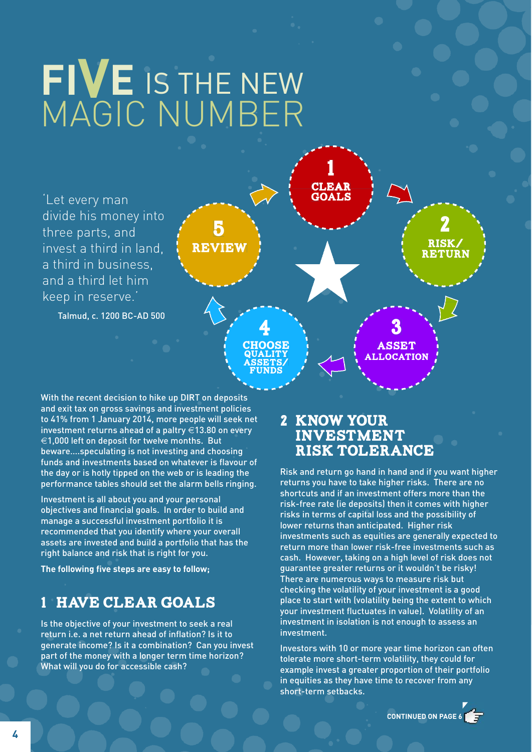# FIVE IS THE NEW MAGIC NUMBER

'Let every man divide his money into three parts, and invest a third in land, a third in business, and a third let him keep in reserve.'

Talmud, c. 1200 BC-AD 500

1. CLEAR GOALS
2. RISK/RETURN
3. ASSET ALLOCATION
4. CHOOSE QUALITY ASSETS/FUNDS
5. REVIEW

With the recent decision to hike up DIRT on deposits and exit tax on gross savings and investment policies to 41% from 1 January 2014, more people will seek net investment returns ahead of a paltry €13.80 on every €1,000 left on deposit for twelve months. But beware....speculating is not investing and choosing funds and investments based on whatever is flavour of the day or is hotly tipped on the web or is leading the performance tables should set the alarm bells ringing.

Investment is all about you and your personal objectives and financial goals. In order to build and manage a successful investment portfolio it is recommended that you identify where your overall assets are invested and build a portfolio that has the right balance and risk that is right for you.

**The following five steps are easy to follow;**

## 1 HAVE CLEAR GOALS

Is the objective of your investment to seek a real return i.e. a net return ahead of inflation? Is it to generate income? Is it a combination? Can you invest part of the money with a longer term time horizon? What will you do for accessible cash?

## 2 KNOW YOUR INVESTMENT RISK TOLERANCE

Risk and return go hand in hand and if you want higher returns you have to take higher risks. There are no shortcuts and if an investment offers more than the risk-free rate (ie deposits) then it comes with higher risks in terms of capital loss and the possibility of lower returns than anticipated. Higher risk investments such as equities are generally expected to return more than lower risk-free investments such as cash. However, taking on a high level of risk does not guarantee greater returns or it wouldn't be risky! There are numerous ways to measure risk but checking the volatility of your investment is a good place to start with (volatility being the extent to which your investment fluctuates in value). Volatility of an investment in isolation is not enough to assess an investment.

Investors with 10 or more year time horizon can often tolerate more short-term volatility, they could for example invest a greater proportion of their portfolio in equities as they have time to recover from any short-term setbacks.

CONTINUED ON PAGE 6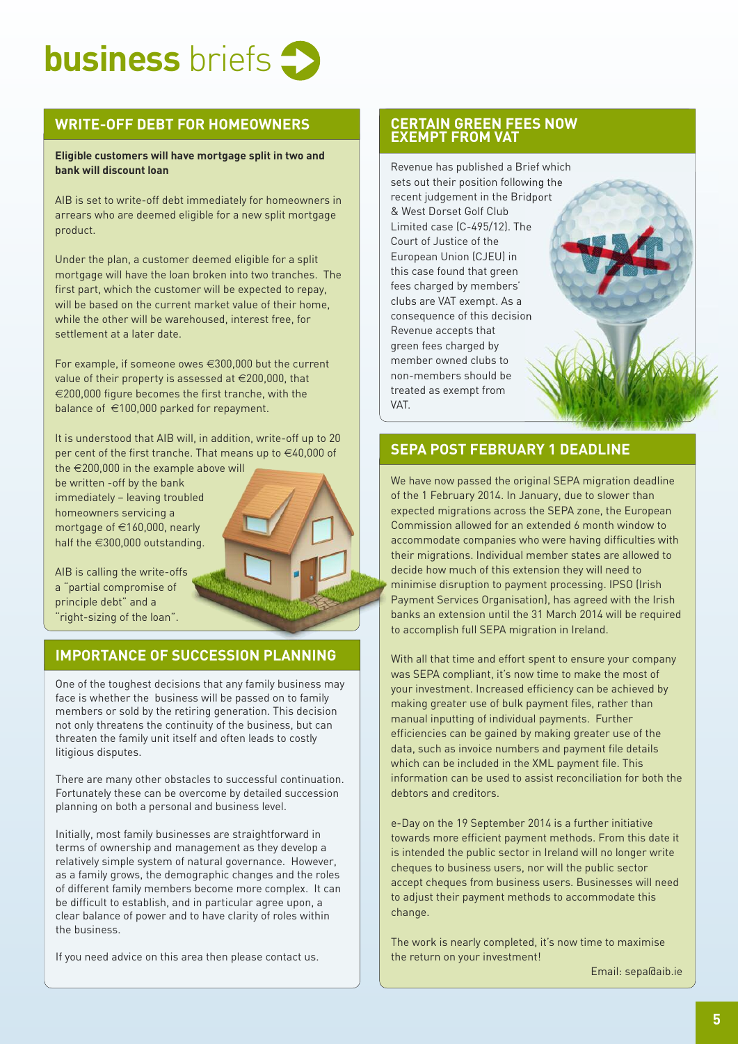# **business** briefs

## WRITE-OFF DEBT FOR HOMEOWNERS

**Eligible customers will have mortgage split in two and bank will discount loan**

AIB is set to write-off debt immediately for homeowners in arrears who are deemed eligible for a new split mortgage product.

Under the plan, a customer deemed eligible for a split mortgage will have the loan broken into two tranches. The first part, which the customer will be expected to repay, will be based on the current market value of their home, while the other will be warehoused, interest free, for settlement at a later date.

For example, if someone owes €300,000 but the current value of their property is assessed at €200,000, that €200,000 figure becomes the first tranche, with the balance of €100,000 parked for repayment.

It is understood that AIB will, in addition, write-off up to 20 per cent of the first tranche. That means up to €40,000 of the €200,000 in the example above will be written -off by the bank immediately – leaving troubled homeowners servicing a mortgage of €160,000, nearly half the €300,000 outstanding.

AIB is calling the write-offs a "partial compromise of principle debt" and a "right-sizing of the loan".

## IMPORTANCE OF SUCCESSION PLANNING

One of the toughest decisions that any family business may face is whether the business will be passed on to family members or sold by the retiring generation. This decision not only threatens the continuity of the business, but can threaten the family unit itself and often leads to costly litigious disputes.

There are many other obstacles to successful continuation. Fortunately these can be overcome by detailed succession planning on both a personal and business level.

Initially, most family businesses are straightforward in terms of ownership and management as they develop a relatively simple system of natural governance. However, as a family grows, the demographic changes and the roles of different family members become more complex. It can be difficult to establish, and in particular agree upon, a clear balance of power and to have clarity of roles within the business.

If you need advice on this area then please contact us.

## CERTAIN GREEN FEES NOW EXEMPT FROM VAT

Revenue has published a Brief which sets out their position following the recent judgement in the Bridport & West Dorset Golf Club Limited case (C-495/12). The Court of Justice of the European Union (CJEU) in this case found that green fees charged by members' clubs are VAT exempt. As a consequence of this decision Revenue accepts that green fees charged by member owned clubs to non-members should be treated as exempt from VAT.

## SEPA POST FEBRUARY 1 DEADLINE

We have now passed the original SEPA migration deadline of the 1 February 2014. In January, due to slower than expected migrations across the SEPA zone, the European Commission allowed for an extended 6 month window to accommodate companies who were having difficulties with their migrations. Individual member states are allowed to decide how much of this extension they will need to minimise disruption to payment processing. IPSO (Irish Payment Services Organisation), has agreed with the Irish banks an extension until the 31 March 2014 will be required to accomplish full SEPA migration in Ireland.

With all that time and effort spent to ensure your company was SEPA compliant, it's now time to make the most of your investment. Increased efficiency can be achieved by making greater use of bulk payment files, rather than manual inputting of individual payments. Further efficiencies can be gained by making greater use of the data, such as invoice numbers and payment file details which can be included in the XML payment file. This information can be used to assist reconciliation for both the debtors and creditors.

e-Day on the 19 September 2014 is a further initiative towards more efficient payment methods. From this date it is intended the public sector in Ireland will no longer write cheques to business users, nor will the public sector accept cheques from business users. Businesses will need to adjust their payment methods to accommodate this change.

The work is nearly completed, it's now time to maximise the return on your investment!

Email: sepa@aib.ie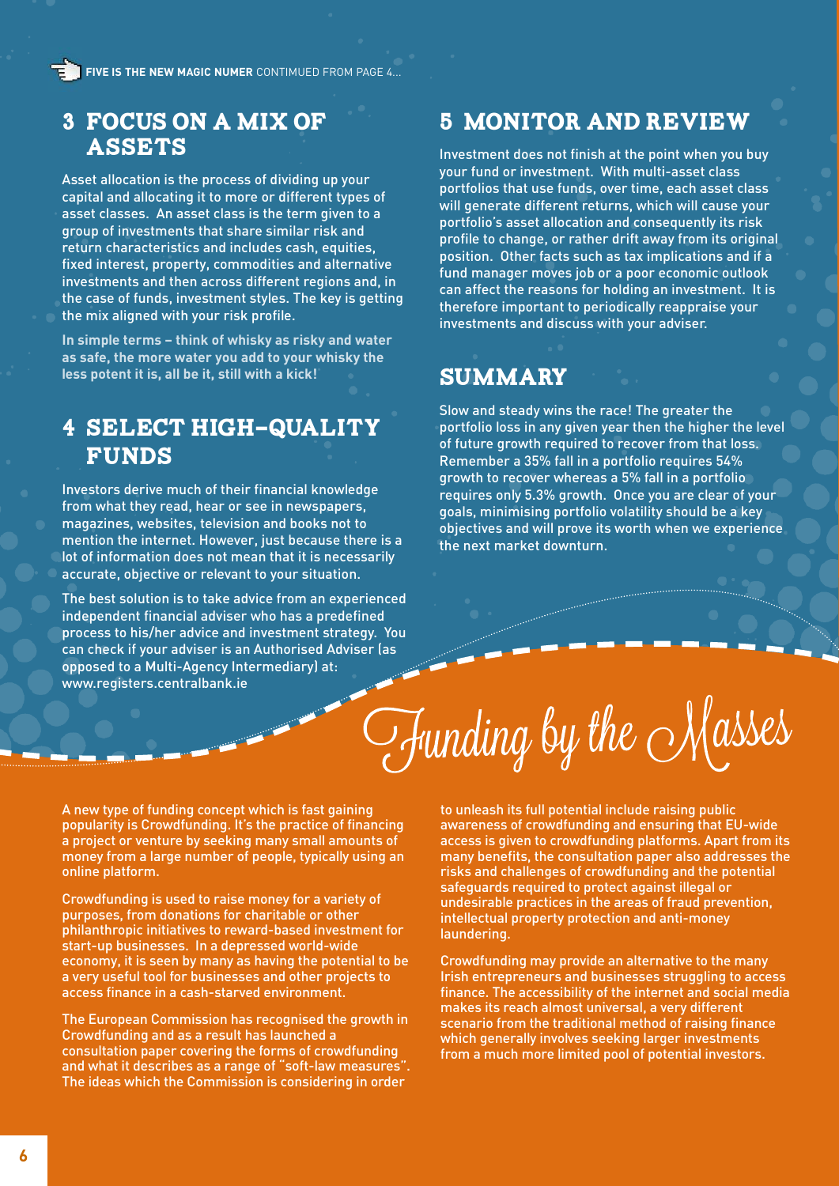**FIVE IS THE NEW MAGIC NUMER** CONTIMUED FROM PAGE 4...

## 3 FOCUS ON A MIX OF ASSETS

Asset allocation is the process of dividing up your capital and allocating it to more or different types of asset classes. An asset class is the term given to a group of investments that share similar risk and return characteristics and includes cash, equities, fixed interest, property, commodities and alternative investments and then across different regions and, in the case of funds, investment styles. The key is getting the mix aligned with your risk profile.

**In simple terms – think of whisky as risky and water as safe, the more water you add to your whisky the less potent it is, all be it, still with a kick!**

## 4 SELECT HIGH-QUALITY FUNDS

Investors derive much of their financial knowledge from what they read, hear or see in newspapers, magazines, websites, television and books not to mention the internet. However, just because there is a lot of information does not mean that it is necessarily accurate, objective or relevant to your situation.

The best solution is to take advice from an experienced independent financial adviser who has a predefined process to his/her advice and investment strategy. You can check if your adviser is an Authorised Adviser (as opposed to a Multi-Agency Intermediary) at: www.registers.centralbank.ie

## 5 MONITOR AND REVIEW

Investment does not finish at the point when you buy your fund or investment. With multi-asset class portfolios that use funds, over time, each asset class will generate different returns, which will cause your portfolio's asset allocation and consequently its risk profile to change, or rather drift away from its original position. Other facts such as tax implications and if a fund manager moves job or a poor economic outlook can affect the reasons for holding an investment. It is therefore important to periodically reappraise your investments and discuss with your adviser.

## SUMMARY

Slow and steady wins the race! The greater the portfolio loss in any given year then the higher the level of future growth required to recover from that loss. Remember a 35% fall in a portfolio requires 54% growth to recover whereas a 5% fall in a portfolio requires only 5.3% growth. Once you are clear of your goals, minimising portfolio volatility should be a key objectives and will prove its worth when we experience the next market downturn.

# Funding by the Masses

A new type of funding concept which is fast gaining popularity is Crowdfunding. It's the practice of financing a project or venture by seeking many small amounts of money from a large number of people, typically using an online platform.

Crowdfunding is used to raise money for a variety of purposes, from donations for charitable or other philanthropic initiatives to reward-based investment for start-up businesses. In a depressed world-wide economy, it is seen by many as having the potential to be a very useful tool for businesses and other projects to access finance in a cash-starved environment.

The European Commission has recognised the growth in Crowdfunding and as a result has launched a consultation paper covering the forms of crowdfunding and what it describes as a range of "soft-law measures". The ideas which the Commission is considering in order to unleash its full potential include raising public awareness of crowdfunding and ensuring that EU-wide access is given to crowdfunding platforms. Apart from its many benefits, the consultation paper also addresses the risks and challenges of crowdfunding and the potential safeguards required to protect against illegal or undesirable practices in the areas of fraud prevention, intellectual property protection and anti-money laundering.

Crowdfunding may provide an alternative to the many Irish entrepreneurs and businesses struggling to access finance. The accessibility of the internet and social media makes its reach almost universal, a very different scenario from the traditional method of raising finance which generally involves seeking larger investments from a much more limited pool of potential investors.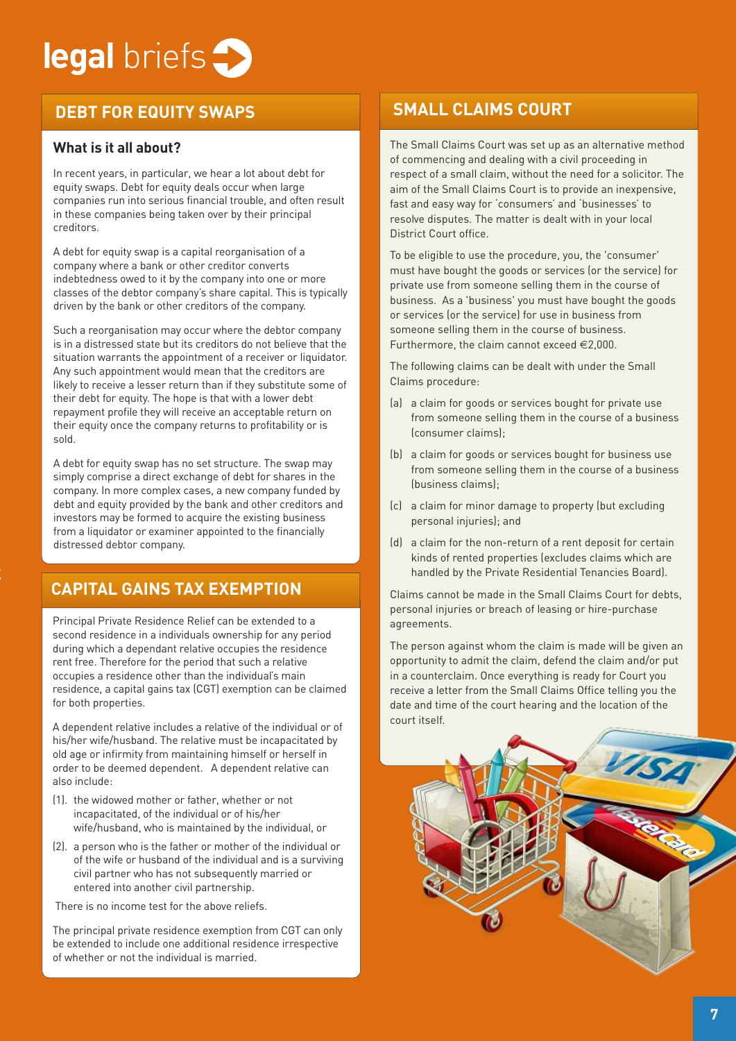# legal briefs

## DEBT FOR EQUITY SWAPS

### What is it all about?

In recent years, in particular, we hear a lot about debt for equity swaps. Debt for equity deals occur when large companies run into serious financial trouble, and often result in these companies being taken over by their principal creditors.

A debt for equity swap is a capital reorganisation of a company where a bank or other creditor converts indebtedness owed to it by the company into one or more classes of the debtor company's share capital. This is typically driven by the bank or other creditors of the company.

Such a reorganisation may occur where the debtor company is in a distressed state but its creditors do not believe that the situation warrants the appointment of a receiver or liquidator. Any such appointment would mean that the creditors are likely to receive a lesser return than if they substitute some of their debt for equity. The hope is that with a lower debt repayment profile they will receive an acceptable return on their equity once the company returns to profitability or is sold.

A debt for equity swap has no set structure. The swap may simply comprise a direct exchange of debt for shares in the company. In more complex cases, a new company funded by debt and equity provided by the bank and other creditors and investors may be formed to acquire the existing business from a liquidator or examiner appointed to the financially distressed debtor company.

## CAPITAL GAINS TAX EXEMPTION

Principal Private Residence Relief can be extended to a second residence in a individuals ownership for any period during which a dependant relative occupies the residence rent free. Therefore for the period that such a relative occupies a residence other than the individual's main residence, a capital gains tax (CGT) exemption can be claimed for both properties.

A dependent relative includes a relative of the individual or of his/her wife/husband. The relative must be incapacitated by old age or infirmity from maintaining himself or herself in order to be deemed dependent. A dependent relative can also include:

(1). the widowed mother or father, whether or not incapacitated, of the individual or of his/her wife/husband, who is maintained by the individual, or

(2). a person who is the father or mother of the individual or of the wife or husband of the individual and is a surviving civil partner who has not subsequently married or entered into another civil partnership.

There is no income test for the above reliefs.

The principal private residence exemption from CGT can only be extended to include one additional residence irrespective of whether or not the individual is married.

## SMALL CLAIMS COURT

The Small Claims Court was set up as an alternative method of commencing and dealing with a civil proceeding in respect of a small claim, without the need for a solicitor. The aim of the Small Claims Court is to provide an inexpensive, fast and easy way for 'consumers' and 'businesses' to resolve disputes. The matter is dealt with in your local District Court office.

To be eligible to use the procedure, you, the 'consumer' must have bought the goods or services (or the service) for private use from someone selling them in the course of business. As a 'business' you must have bought the goods or services (or the service) for use in business from someone selling them in the course of business. Furthermore, the claim cannot exceed €2,000.

The following claims can be dealt with under the Small Claims procedure:

(a) a claim for goods or services bought for private use from someone selling them in the course of a business (consumer claims);

(b) a claim for goods or services bought for business use from someone selling them in the course of a business (business claims);

(c) a claim for minor damage to property (but excluding personal injuries); and

(d) a claim for the non-return of a rent deposit for certain kinds of rented properties (excludes claims which are handled by the Private Residential Tenancies Board).

Claims cannot be made in the Small Claims Court for debts, personal injuries or breach of leasing or hire-purchase agreements.

The person against whom the claim is made will be given an opportunity to admit the claim, defend the claim and/or put in a counterclaim. Once everything is ready for Court you receive a letter from the Small Claims Office telling you the date and time of the court hearing and the location of the court itself.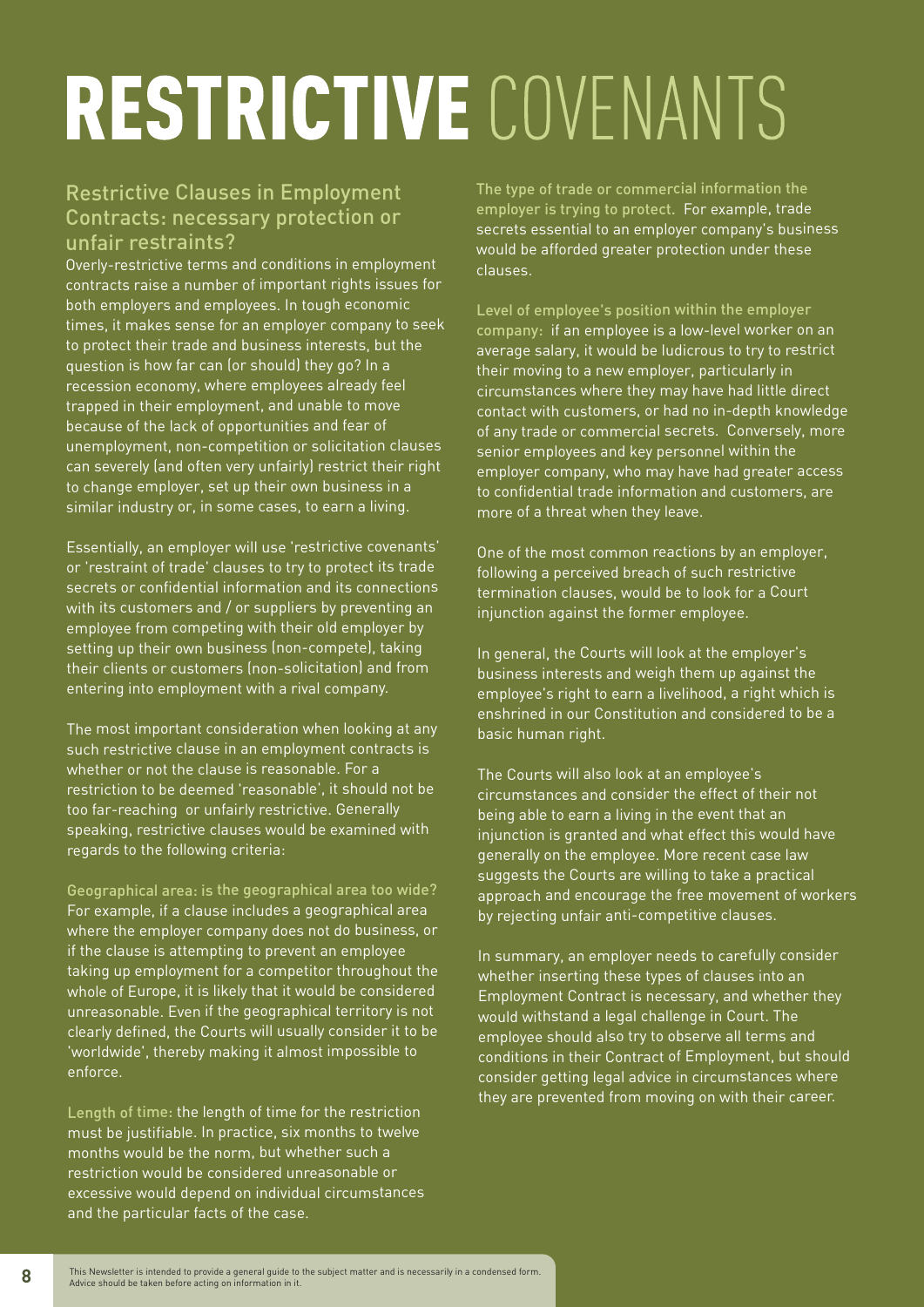# RESTRICTIVE COVENANTS

## Restrictive Clauses in Employment Contracts: necessary protection or unfair restraints?

Overly-restrictive terms and conditions in employment contracts raise a number of important rights issues for both employers and employees. In tough economic times, it makes sense for an employer company to seek to protect their trade and business interests, but the question is how far can (or should) they go? In a recession economy, where employees already feel trapped in their employment, and unable to move because of the lack of opportunities and fear of unemployment, non-competition or solicitation clauses can severely (and often very unfairly) restrict their right to change employer, set up their own business in a similar industry or, in some cases, to earn a living.

Essentially, an employer will use 'restrictive covenants' or 'restraint of trade' clauses to try to protect its trade secrets or confidential information and its connections with its customers and / or suppliers by preventing an employee from competing with their old employer by setting up their own business (non-compete), taking their clients or customers (non-solicitation) and from entering into employment with a rival company.

The most important consideration when looking at any such restrictive clause in an employment contracts is whether or not the clause is reasonable. For a restriction to be deemed 'reasonable', it should not be too far-reaching or unfairly restrictive. Generally speaking, restrictive clauses would be examined with regards to the following criteria:

**Geographical area: is the geographical area too wide?** For example, if a clause includes a geographical area where the employer company does not do business, or if the clause is attempting to prevent an employee taking up employment for a competitor throughout the whole of Europe, it is likely that it would be considered unreasonable. Even if the geographical territory is not clearly defined, the Courts will usually consider it to be 'worldwide', thereby making it almost impossible to enforce.

**Length of time:** the length of time for the restriction must be justifiable. In practice, six months to twelve months would be the norm, but whether such a restriction would be considered unreasonable or excessive would depend on individual circumstances and the particular facts of the case.

**The type of trade or commercial information the employer is trying to protect.** For example, trade secrets essential to an employer company's business would be afforded greater protection under these clauses.

**Level of employee's position within the employer company:** if an employee is a low-level worker on an average salary, it would be ludicrous to try to restrict their moving to a new employer, particularly in circumstances where they may have had little direct contact with customers, or had no in-depth knowledge of any trade or commercial secrets. Conversely, more senior employees and key personnel within the employer company, who may have had greater access to confidential trade information and customers, are more of a threat when they leave.

One of the most common reactions by an employer, following a perceived breach of such restrictive termination clauses, would be to look for a Court injunction against the former employee.

In general, the Courts will look at the employer's business interests and weigh them up against the employee's right to earn a livelihood, a right which is enshrined in our Constitution and considered to be a basic human right.

The Courts will also look at an employee's circumstances and consider the effect of their not being able to earn a living in the event that an injunction is granted and what effect this would have generally on the employee. More recent case law suggests the Courts are willing to take a practical approach and encourage the free movement of workers by rejecting unfair anti-competitive clauses.

In summary, an employer needs to carefully consider whether inserting these types of clauses into an Employment Contract is necessary, and whether they would withstand a legal challenge in Court. The employee should also try to observe all terms and conditions in their Contract of Employment, but should consider getting legal advice in circumstances where they are prevented from moving on with their career.

This Newsletter is intended to provide a general guide to the subject matter and is necessarily in a condensed form. Advice should be taken before acting on information in it.